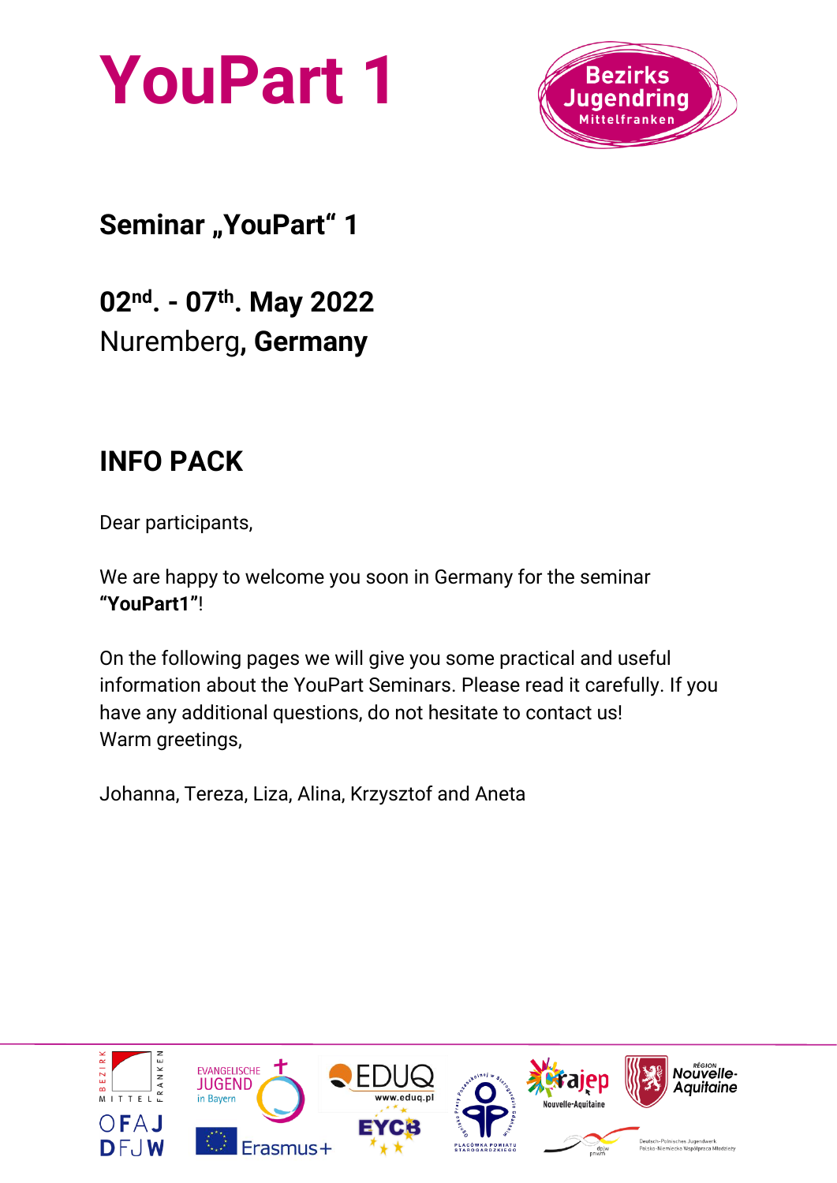# YouPart 1

## Seminar „YouPart“ 1

## 02nd. - 07th. May 2022

Nuremberg**, Germany**

## INFO PACK

Dear participants,

We are happy to welcome you soon in Germany for the seminar **“YouPart1”**!

On the following pages we will give you some practical and useful information about the YouPart Seminars. Please read it carefully. If you have any additional questions, do not hesitate to contact us!
Warm greetings,

Johanna, Tereza, Liza, Alina, Krzysztof and Aneta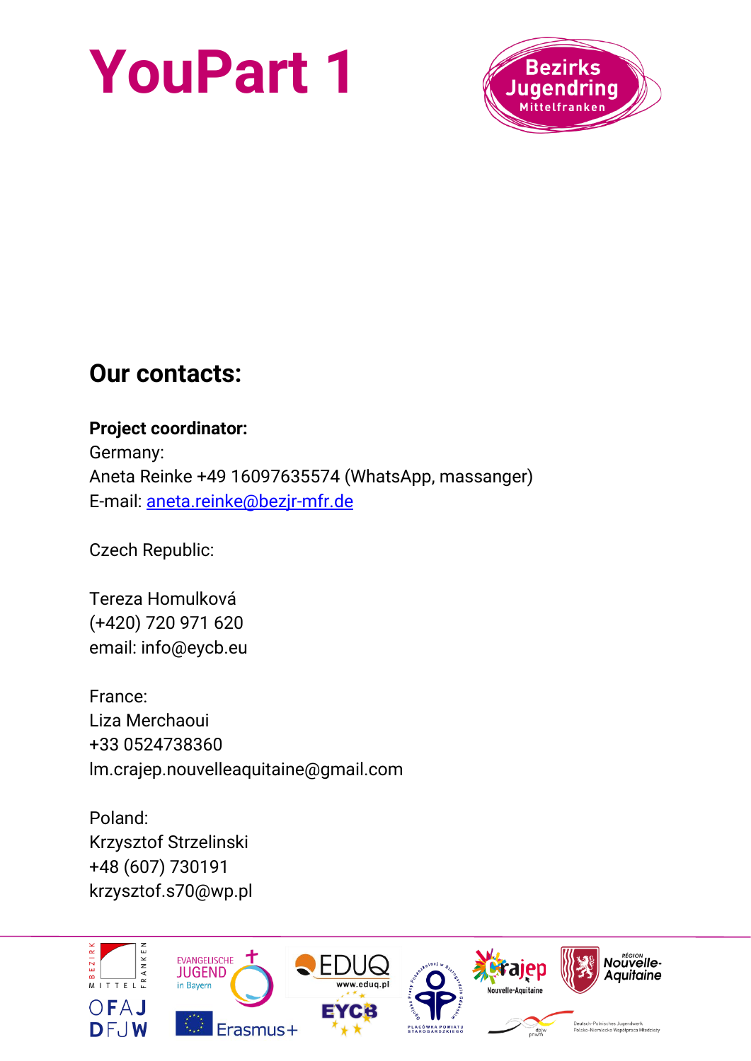# YouPart 1

## Our contacts:

**Project coordinator:**
Germany:
Aneta Reinke +49 16097635574 (WhatsApp, massanger)
E-mail: aneta.reinke@bezjr-mfr.de

Czech Republic:

Tereza Homulková
(+420) 720 971 620
email: info@eycb.eu

France:
Liza Merchaoui
+33 0524738360
lm.crajep.nouvelleaquitaine@gmail.com

Poland:
Krzysztof Strzelinski
+48 (607) 730191
krzysztof.s70@wp.pl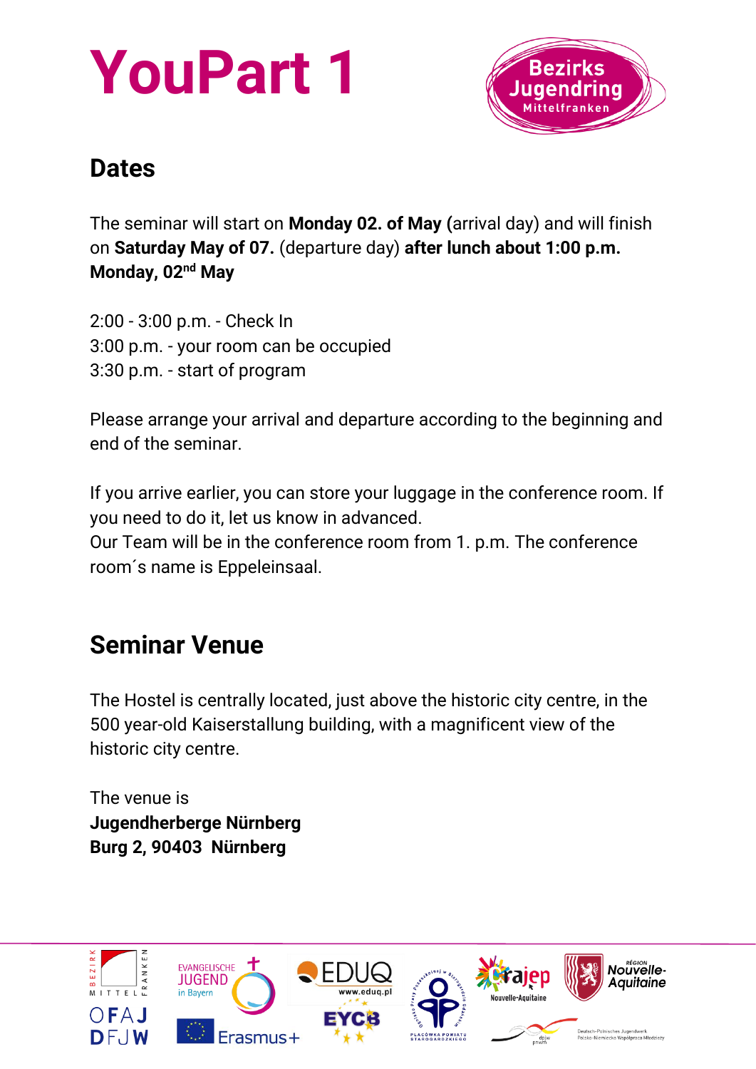# YouPart 1

## Dates

The seminar will start on **Monday 02. of May (**arrival day) and will finish on **Saturday May of 07.** (departure day) **after lunch about 1:00 p.m.**
**Monday, 02nd May**

2:00 - 3:00 p.m. - Check In
3:00 p.m. - your room can be occupied
3:30 p.m. - start of program

Please arrange your arrival and departure according to the beginning and end of the seminar.

If you arrive earlier, you can store your luggage in the conference room. If you need to do it, let us know in advanced.
Our Team will be in the conference room from 1. p.m. The conference room´s name is Eppeleinsaal.

## Seminar Venue

The Hostel is centrally located, just above the historic city centre, in the 500 year-old Kaiserstallung building, with a magnificent view of the historic city centre.

The venue is
**Jugendherberge Nürnberg**
**Burg 2, 90403 Nürnberg**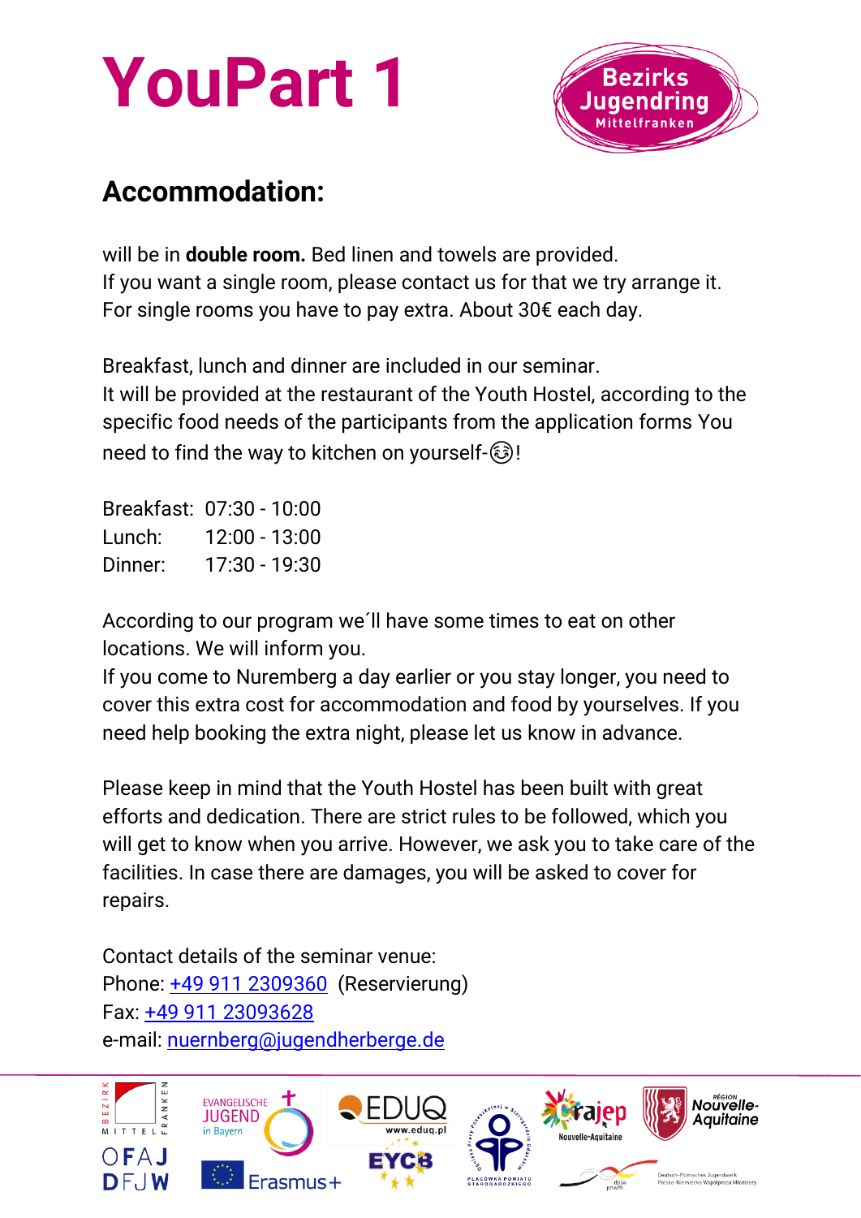# YouPart 1

## Accommodation:

will be in **double room.** Bed linen and towels are provided.
If you want a single room, please contact us for that we try arrange it.
For single rooms you have to pay extra. About 30€ each day.

Breakfast, lunch and dinner are included in our seminar.
It will be provided at the restaurant of the Youth Hostel, according to the specific food needs of the participants from the application forms You need to find the way to kitchen on yourself-😆!

Breakfast: 07:30 - 10:00
Lunch: 12:00 - 13:00
Dinner: 17:30 - 19:30

According to our program we´ll have some times to eat on other locations. We will inform you.
If you come to Nuremberg a day earlier or you stay longer, you need to cover this extra cost for accommodation and food by yourselves. If you need help booking the extra night, please let us know in advance.

Please keep in mind that the Youth Hostel has been built with great efforts and dedication. There are strict rules to be followed, which you will get to know when you arrive. However, we ask you to take care of the facilities. In case there are damages, you will be asked to cover for repairs.

Contact details of the seminar venue:
Phone: +49 911 2309360 (Reservierung)
Fax: +49 911 23093628
e-mail: nuernberg@jugendherberge.de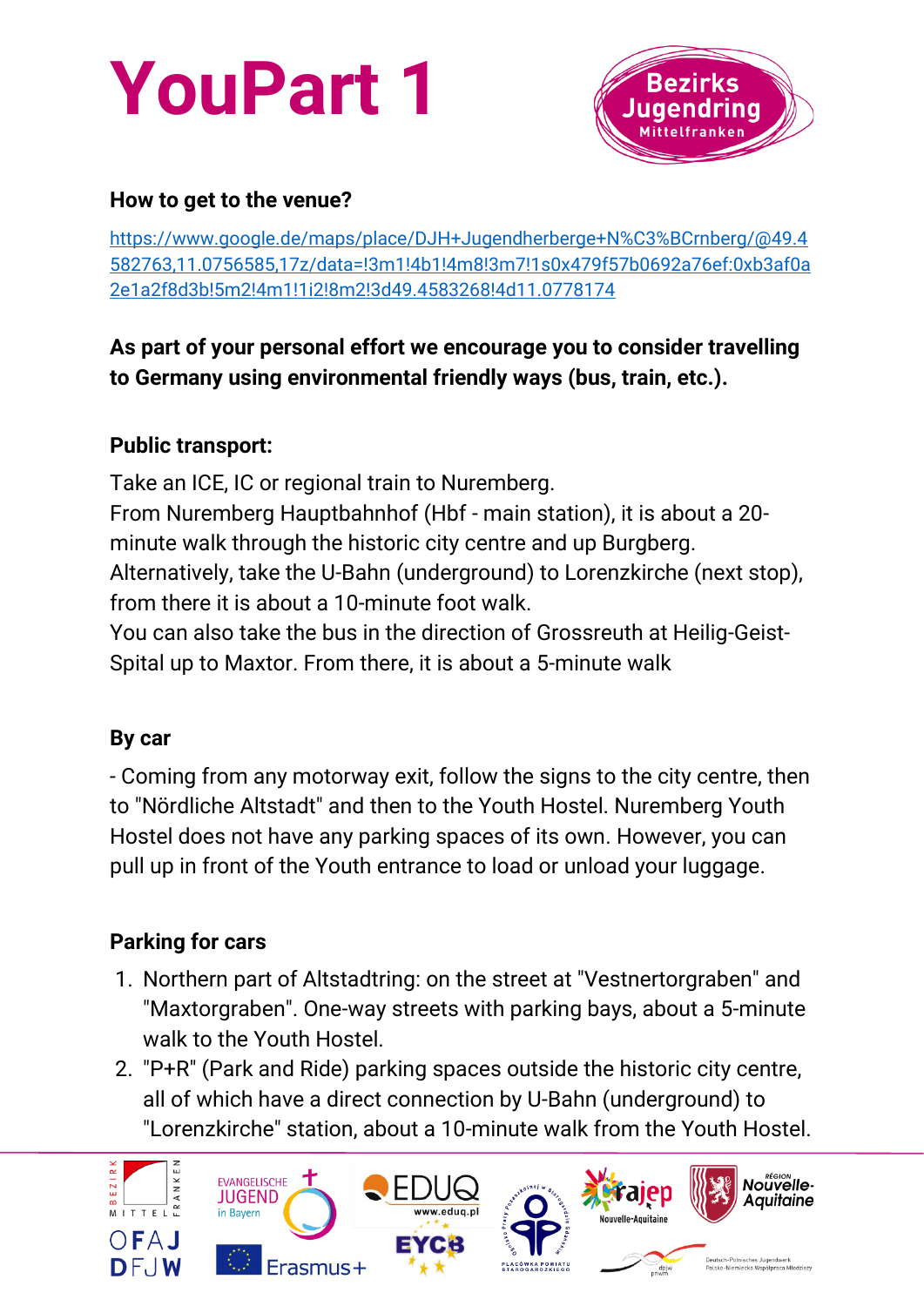# YouPart 1

**How to get to the venue?**

https://www.google.de/maps/place/DJH+Jugendherberge+N%C3%BCrnberg/@49.4582763,11.0756585,17z/data=!3m1!4b1!4m8!3m7!1s0x479f57b0692a76ef:0xb3af0a2e1a2f8d3b!5m2!4m1!1i2!8m2!3d49.4583268!4d11.0778174

**As part of your personal effort we encourage you to consider travelling to Germany using environmental friendly ways (bus, train, etc.).**

**Public transport:**

Take an ICE, IC or regional train to Nuremberg.
From Nuremberg Hauptbahnhof (Hbf - main station), it is about a 20-minute walk through the historic city centre and up Burgberg.
Alternatively, take the U-Bahn (underground) to Lorenzkirche (next stop), from there it is about a 10-minute foot walk.
You can also take the bus in the direction of Grossreuth at Heilig-Geist-Spital up to Maxtor. From there, it is about a 5-minute walk

**By car**

- Coming from any motorway exit, follow the signs to the city centre, then to "Nördliche Altstadt" and then to the Youth Hostel. Nuremberg Youth Hostel does not have any parking spaces of its own. However, you can pull up in front of the Youth entrance to load or unload your luggage.

**Parking for cars**

1. Northern part of Altstadtring: on the street at "Vestnertorgraben" and "Maxtorgraben". One-way streets with parking bays, about a 5-minute walk to the Youth Hostel.
2. "P+R" (Park and Ride) parking spaces outside the historic city centre, all of which have a direct connection by U-Bahn (underground) to "Lorenzkirche" station, about a 10-minute walk from the Youth Hostel.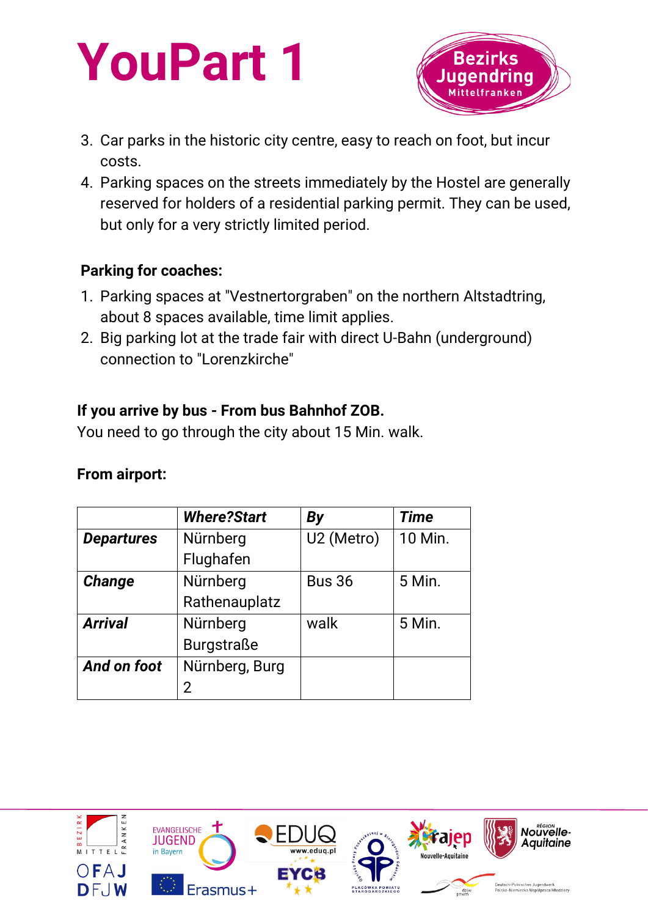3. Car parks in the historic city centre, easy to reach on foot, but incur costs.
4. Parking spaces on the streets immediately by the Hostel are generally reserved for holders of a residential parking permit. They can be used, but only for a very strictly limited period.

**Parking for coaches:**

1. Parking spaces at "Vestnertorgraben" on the northern Altstadtring, about 8 spaces available, time limit applies.
2. Big parking lot at the trade fair with direct U-Bahn (underground) connection to "Lorenzkirche"

**If you arrive by bus - From bus Bahnhof ZOB.**
You need to go through the city about 15 Min. walk.

**From airport:**

| | ***Where?Start*** | ***By*** | ***Time*** |
|---|---|---|---|
| ***Departures*** | Nürnberg Flughafen | U2 (Metro) | 10 Min. |
| ***Change*** | Nürnberg Rathenauplatz | Bus 36 | 5 Min. |
| ***Arrival*** | Nürnberg Burgstraße | walk | 5 Min. |
| ***And on foot*** | Nürnberg, Burg 2 | | |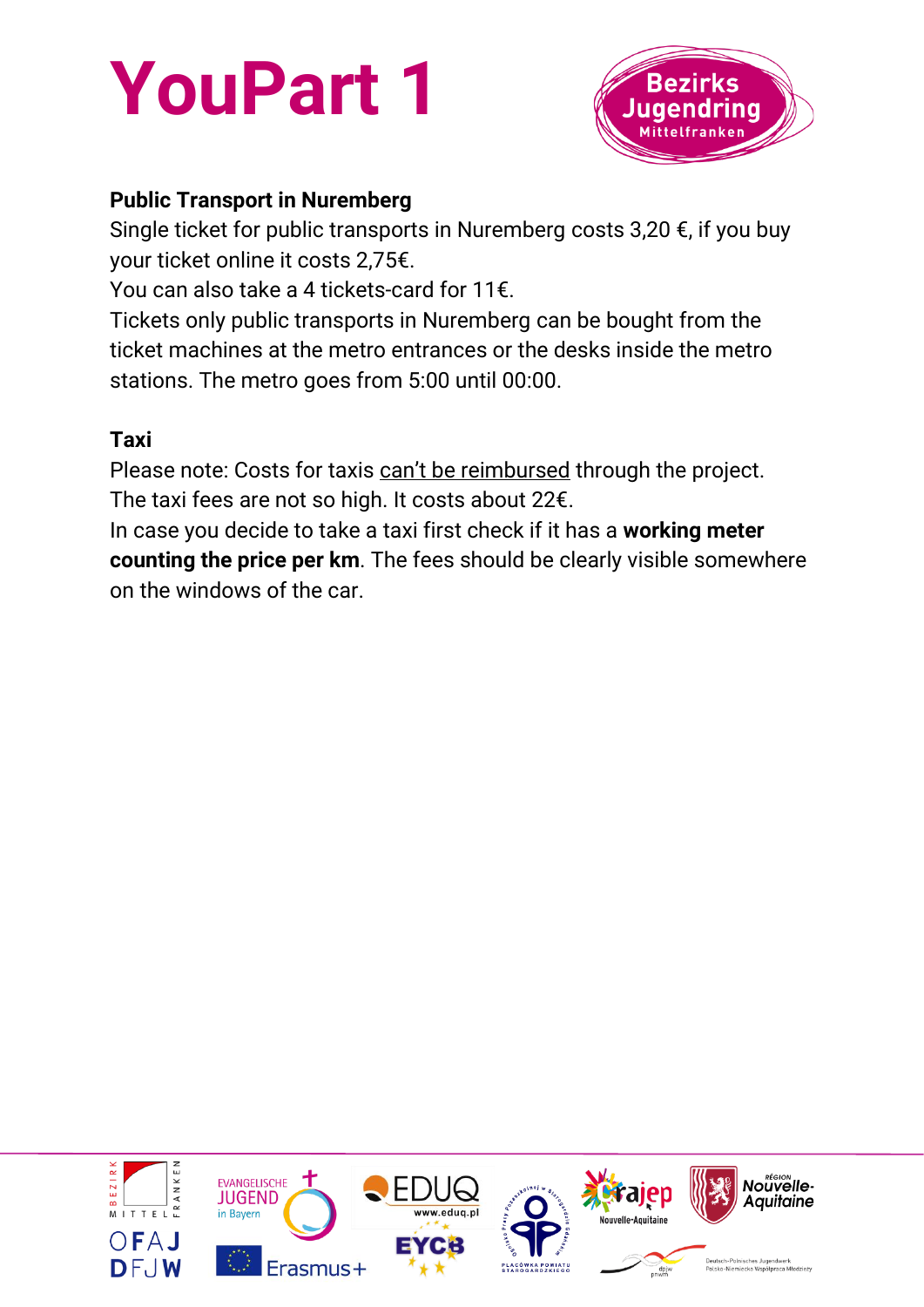# YouPart 1

## Public Transport in Nuremberg

Single ticket for public transports in Nuremberg costs 3,20 €, if you buy your ticket online it costs 2,75€.
You can also take a 4 tickets-card for 11€.
Tickets only public transports in Nuremberg can be bought from the ticket machines at the metro entrances or the desks inside the metro stations. The metro goes from 5:00 until 00:00.

## Taxi

Please note: Costs for taxis can't be reimbursed through the project.
The taxi fees are not so high. It costs about 22€.
In case you decide to take a taxi first check if it has a **working meter counting the price per km**. The fees should be clearly visible somewhere on the windows of the car.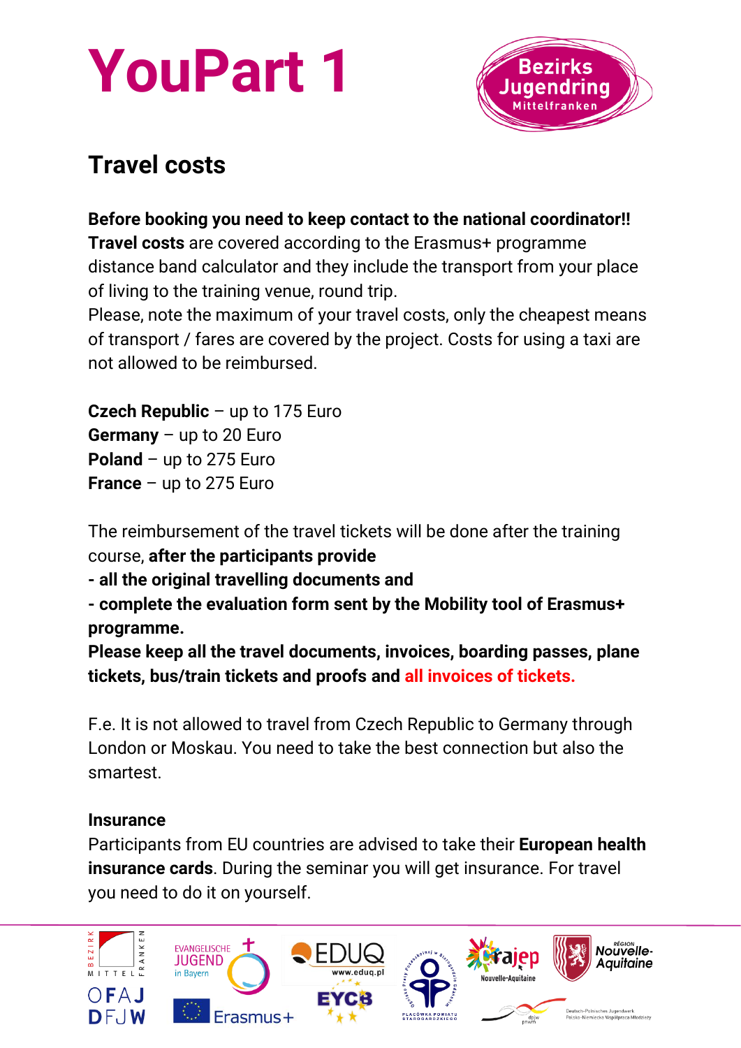# YouPart 1

## Travel costs

**Before booking you need to keep contact to the national coordinator!!**
**Travel costs** are covered according to the Erasmus+ programme distance band calculator and they include the transport from your place of living to the training venue, round trip.
Please, note the maximum of your travel costs, only the cheapest means of transport / fares are covered by the project. Costs for using a taxi are not allowed to be reimbursed.

**Czech Republic** – up to 175 Euro
**Germany** – up to 20 Euro
**Poland** – up to 275 Euro
**France** – up to 275 Euro

The reimbursement of the travel tickets will be done after the training course, **after the participants provide**
**- all the original travelling documents and**
**- complete the evaluation form sent by the Mobility tool of Erasmus+ programme.**
**Please keep all the travel documents, invoices, boarding passes, plane tickets, bus/train tickets and proofs and all invoices of tickets.**

F.e. It is not allowed to travel from Czech Republic to Germany through London or Moskau. You need to take the best connection but also the smartest.

**Insurance**
Participants from EU countries are advised to take their **European health insurance cards**. During the seminar you will get insurance. For travel you need to do it on yourself.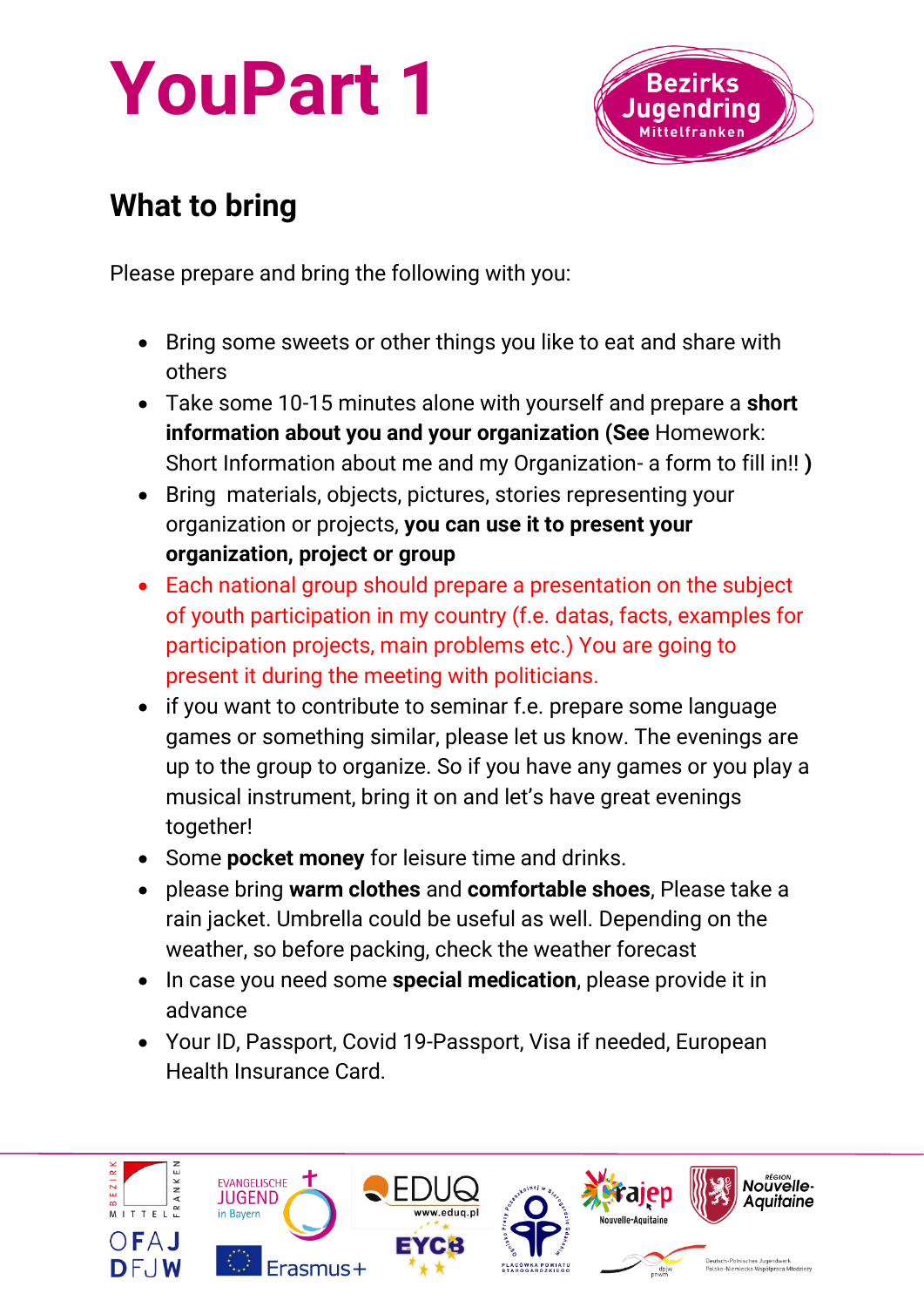# YouPart 1

## What to bring

Please prepare and bring the following with you:

- Bring some sweets or other things you like to eat and share with others
- Take some 10-15 minutes alone with yourself and prepare a **short information about you and your organization (See** Homework: Short Information about me and my Organization- a form to fill in!! **)**
- Bring materials, objects, pictures, stories representing your organization or projects, **you can use it to present your organization, project or group**
- Each national group should prepare a presentation on the subject of youth participation in my country (f.e. datas, facts, examples for participation projects, main problems etc.) You are going to present it during the meeting with politicians.
- if you want to contribute to seminar f.e. prepare some language games or something similar, please let us know. The evenings are up to the group to organize. So if you have any games or you play a musical instrument, bring it on and let's have great evenings together!
- Some **pocket money** for leisure time and drinks.
- please bring **warm clothes** and **comfortable shoes**, Please take a rain jacket. Umbrella could be useful as well. Depending on the weather, so before packing, check the weather forecast
- In case you need some **special medication**, please provide it in advance
- Your ID, Passport, Covid 19-Passport, Visa if needed, European Health Insurance Card.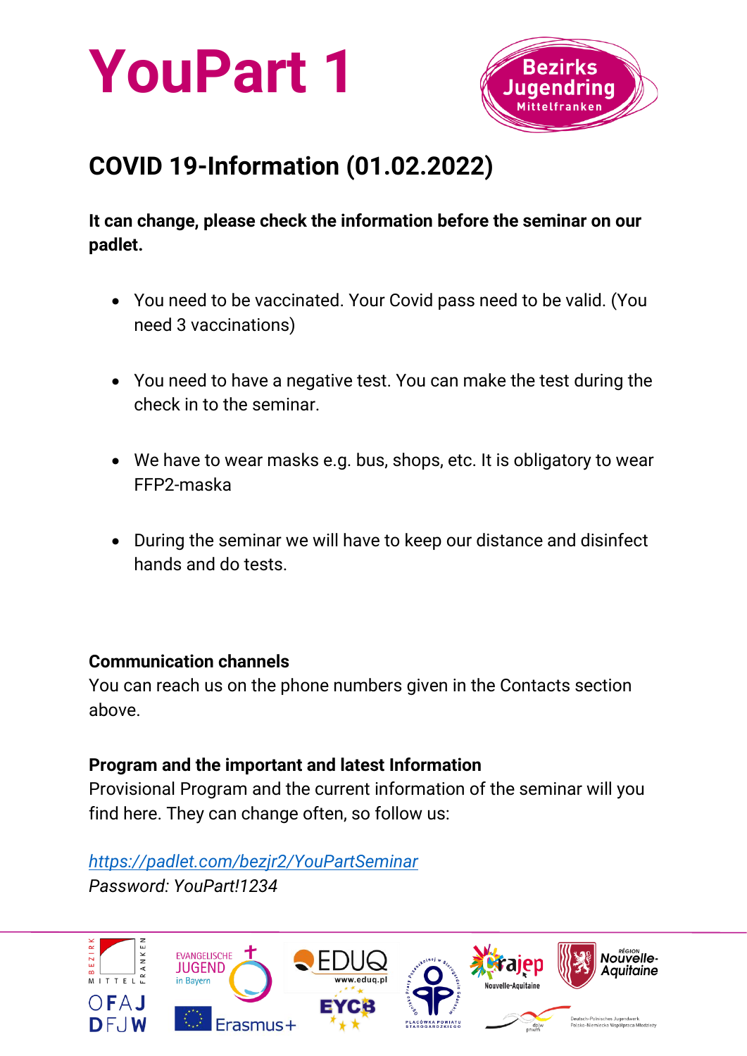# YouPart 1

## COVID 19-Information (01.02.2022)

**It can change, please check the information before the seminar on our padlet.**

- You need to be vaccinated. Your Covid pass need to be valid. (You need 3 vaccinations)
- You need to have a negative test. You can make the test during the check in to the seminar.
- We have to wear masks e.g. bus, shops, etc. It is obligatory to wear FFP2-maska
- During the seminar we will have to keep our distance and disinfect hands and do tests.

**Communication channels**
You can reach us on the phone numbers given in the Contacts section above.

**Program and the important and latest Information**
Provisional Program and the current information of the seminar will you find here. They can change often, so follow us:

*https://padlet.com/bezjr2/YouPartSeminar*
*Password: YouPart!1234*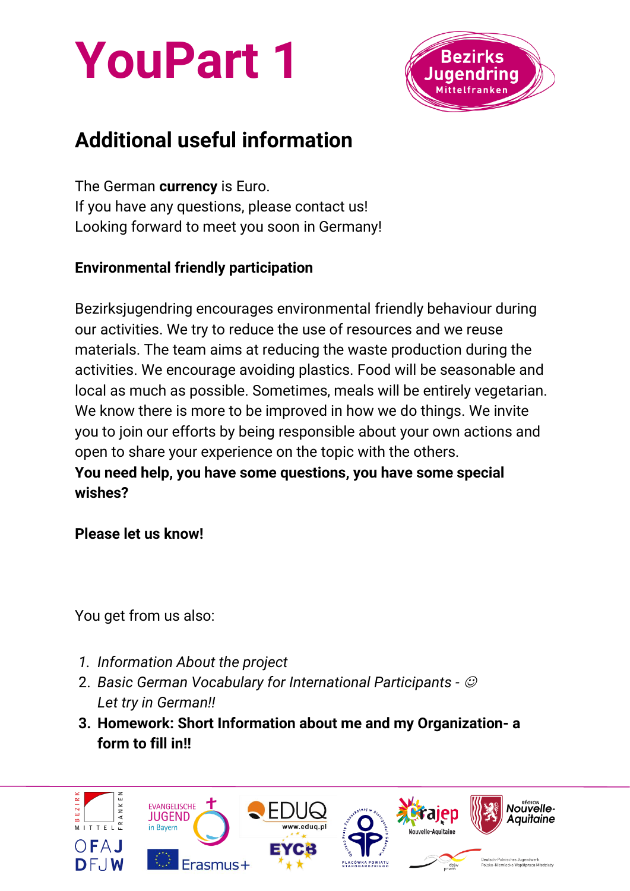# YouPart 1

## Additional useful information

The German **currency** is Euro.
If you have any questions, please contact us!
Looking forward to meet you soon in Germany!

**Environmental friendly participation**

Bezirksjugendring encourages environmental friendly behaviour during our activities. We try to reduce the use of resources and we reuse materials. The team aims at reducing the waste production during the activities. We encourage avoiding plastics. Food will be seasonable and local as much as possible. Sometimes, meals will be entirely vegetarian. We know there is more to be improved in how we do things. We invite you to join our efforts by being responsible about your own actions and open to share your experience on the topic with the others.
**You need help, you have some questions, you have some special wishes?**

**Please let us know!**

You get from us also:

1. *Information About the project*
2. *Basic German Vocabulary for International Participants - ☺ Let try in German!!*
3. **Homework: Short Information about me and my Organization- a form to fill in!!**